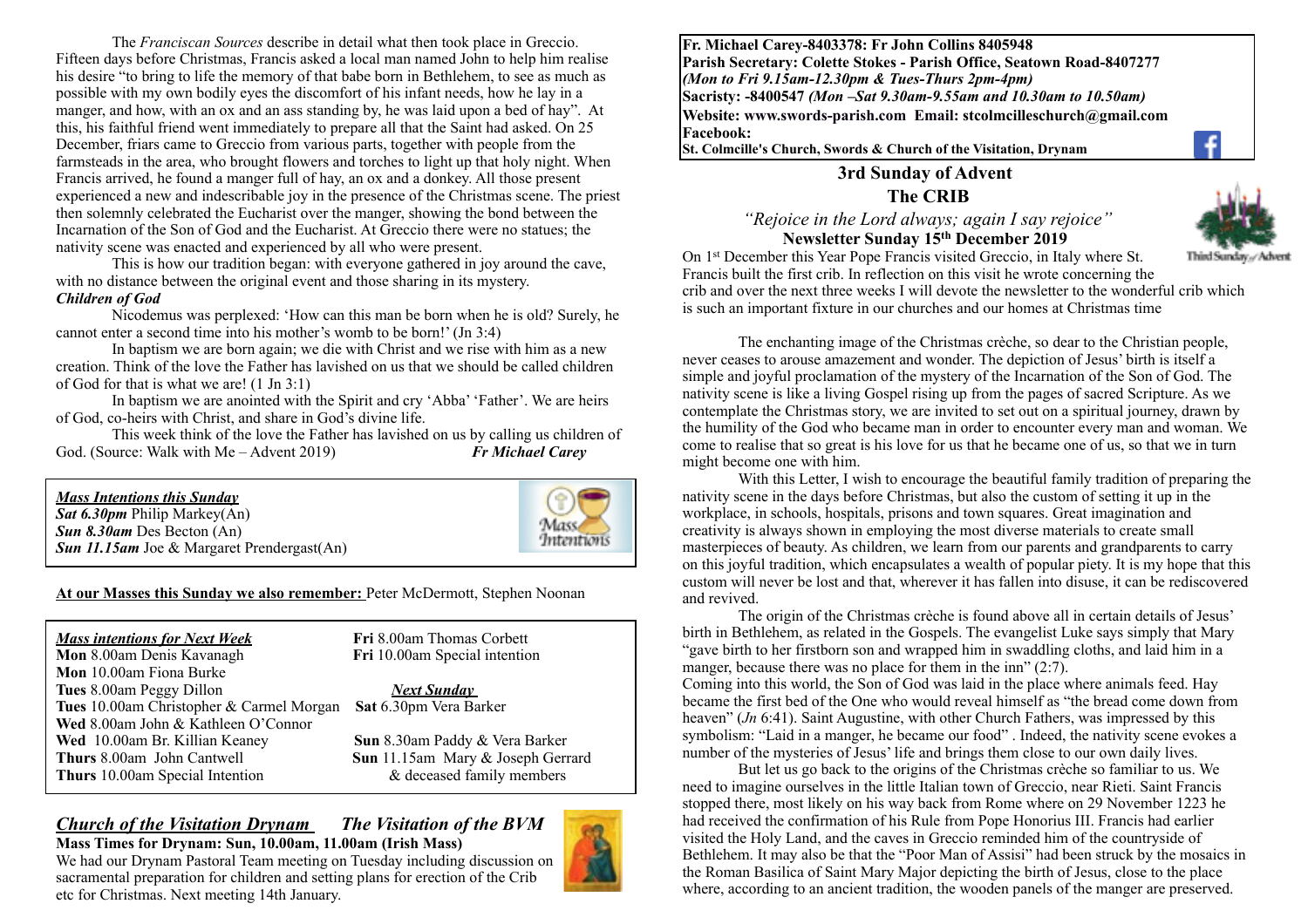The *Franciscan Sources* describe in detail what then took place in Greccio. Fifteen days before Christmas, Francis asked a local man named John to help him realise his desire "to bring to life the memory of that babe born in Bethlehem, to see as much as possible with my own bodily eyes the discomfort of his infant needs, how he lay in a manger, and how, with an ox and an ass standing by, he was laid upon a bed of hay". At this, his faithful friend went immediately to prepare all that the Saint had asked. On 25 December, friars came to Greccio from various parts, together with people from the farmsteads in the area, who brought flowers and torches to light up that holy night. When Francis arrived, he found a manger full of hay, an ox and a donkey. All those present experienced a new and indescribable joy in the presence of the Christmas scene. The priest then solemnly celebrated the Eucharist over the manger, showing the bond between the Incarnation of the Son of God and the Eucharist. At Greccio there were no statues; the nativity scene was enacted and experienced by all who were present.

This is how our tradition began: with everyone gathered in joy around the cave, with no distance between the original event and those sharing in its mystery.

***Children of God***

Nicodemus was perplexed: 'How can this man be born when he is old? Surely, he cannot enter a second time into his mother's womb to be born!' (Jn 3:4)

In baptism we are born again; we die with Christ and we rise with him as a new creation. Think of the love the Father has lavished on us that we should be called children of God for that is what we are! (1 Jn 3:1)

In baptism we are anointed with the Spirit and cry 'Abba' 'Father'. We are heirs of God, co-heirs with Christ, and share in God's divine life.

This week think of the love the Father has lavished on us by calling us children of God. (Source: Walk with Me – Advent 2019) ***Fr Michael Carey***

***Mass Intentions this Sunday***
***Sat 6.30pm*** Philip Markey(An)
***Sun 8.30am*** Des Becton (An)
***Sun 11.15am*** Joe & Margaret Prendergast(An)

**At our Masses this Sunday we also remember:** Peter McDermott, Stephen Noonan

***Mass intentions for Next Week***
**Mon** 8.00am Denis Kavanagh
**Mon** 10.00am Fiona Burke
**Tues** 8.00am Peggy Dillon
**Tues** 10.00am Christopher & Carmel Morgan
**Wed** 8.00am John & Kathleen O'Connor
**Wed** 10.00am Br. Killian Keaney
**Thurs** 8.00am John Cantwell
**Thurs** 10.00am Special Intention
**Fri** 8.00am Thomas Corbett
**Fri** 10.00am Special intention

***Next Sunday***
**Sat** 6.30pm Vera Barker
**Sun** 8.30am Paddy & Vera Barker
**Sun** 11.15am Mary & Joseph Gerrard & deceased family members

## *Church of the Visitation Drynam* *The Visitation of the BVM*

**Mass Times for Drynam: Sun, 10.00am, 11.00am (Irish Mass)**

We had our Drynam Pastoral Team meeting on Tuesday including discussion on sacramental preparation for children and setting plans for erection of the Crib etc for Christmas. Next meeting 14th January.

**Fr. Michael Carey-8403378: Fr John Collins 8405948**
**Parish Secretary: Colette Stokes - Parish Office, Seatown Road-8407277**
***(Mon to Fri 9.15am-12.30pm & Tues-Thurs 2pm-4pm)***
**Sacristy: -8400547** ***(Mon –Sat 9.30am-9.55am and 10.30am to 10.50am)***
**Website: www.swords-parish.com Email: stcolmcilleschurch@gmail.com**
**Facebook:**
**St. Colmcille's Church, Swords & Church of the Visitation, Drynam**

# 3rd Sunday of Advent
# The CRIB

*"Rejoice in the Lord always; again I say rejoice"*

**Newsletter Sunday 15th December 2019**

On 1st December this Year Pope Francis visited Greccio, in Italy where St. Francis built the first crib. In reflection on this visit he wrote concerning the crib and over the next three weeks I will devote the newsletter to the wonderful crib which is such an important fixture in our churches and our homes at Christmas time

The enchanting image of the Christmas crèche, so dear to the Christian people, never ceases to arouse amazement and wonder. The depiction of Jesus' birth is itself a simple and joyful proclamation of the mystery of the Incarnation of the Son of God. The nativity scene is like a living Gospel rising up from the pages of sacred Scripture. As we contemplate the Christmas story, we are invited to set out on a spiritual journey, drawn by the humility of the God who became man in order to encounter every man and woman. We come to realise that so great is his love for us that he became one of us, so that we in turn might become one with him.

With this Letter, I wish to encourage the beautiful family tradition of preparing the nativity scene in the days before Christmas, but also the custom of setting it up in the workplace, in schools, hospitals, prisons and town squares. Great imagination and creativity is always shown in employing the most diverse materials to create small masterpieces of beauty. As children, we learn from our parents and grandparents to carry on this joyful tradition, which encapsulates a wealth of popular piety. It is my hope that this custom will never be lost and that, wherever it has fallen into disuse, it can be rediscovered and revived.

The origin of the Christmas crèche is found above all in certain details of Jesus' birth in Bethlehem, as related in the Gospels. The evangelist Luke says simply that Mary "gave birth to her firstborn son and wrapped him in swaddling cloths, and laid him in a manger, because there was no place for them in the inn" (2:7).

Coming into this world, the Son of God was laid in the place where animals feed. Hay became the first bed of the One who would reveal himself as "the bread come down from heaven" (*Jn* 6:41). Saint Augustine, with other Church Fathers, was impressed by this symbolism: "Laid in a manger, he became our food" . Indeed, the nativity scene evokes a number of the mysteries of Jesus' life and brings them close to our own daily lives.

But let us go back to the origins of the Christmas crèche so familiar to us. We need to imagine ourselves in the little Italian town of Greccio, near Rieti. Saint Francis stopped there, most likely on his way back from Rome where on 29 November 1223 he had received the confirmation of his Rule from Pope Honorius III. Francis had earlier visited the Holy Land, and the caves in Greccio reminded him of the countryside of Bethlehem. It may also be that the "Poor Man of Assisi" had been struck by the mosaics in the Roman Basilica of Saint Mary Major depicting the birth of Jesus, close to the place where, according to an ancient tradition, the wooden panels of the manger are preserved.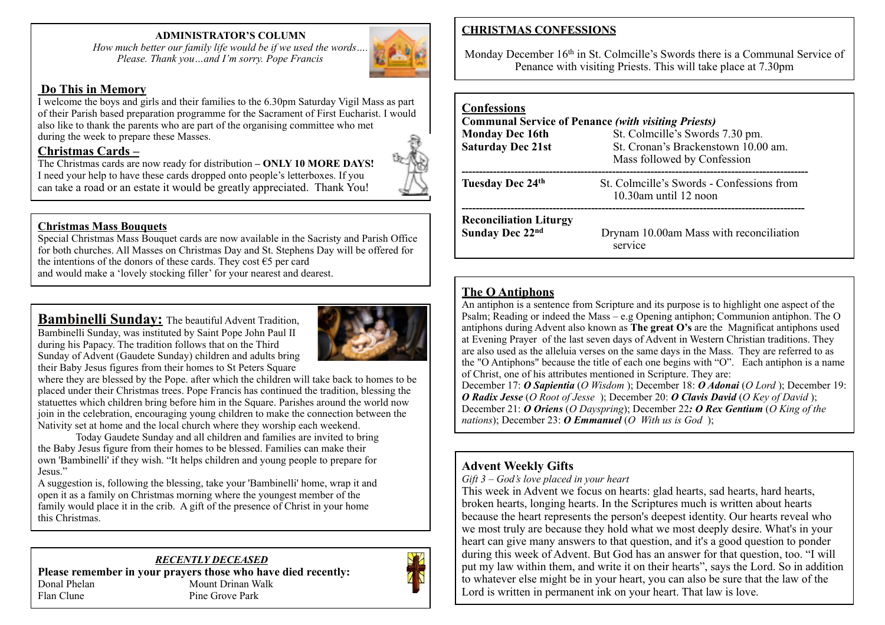**ADMINISTRATOR'S COLUMN**

*How much better our family life would be if we used the words…. Please. Thank you…and I'm sorry. Pope Francis*

## Do This in Memory

I welcome the boys and girls and their families to the 6.30pm Saturday Vigil Mass as part of their Parish based preparation programme for the Sacrament of First Eucharist. I would also like to thank the parents who are part of the organising committee who met during the week to prepare these Masses.

## Christmas Cards –

The Christmas cards are now ready for distribution **– ONLY 10 MORE DAYS!** I need your help to have these cards dropped onto people's letterboxes. If you can take a road or an estate it would be greatly appreciated. Thank You!

## Christmas Mass Bouquets

Special Christmas Mass Bouquet cards are now available in the Sacristy and Parish Office for both churches. All Masses on Christmas Day and St. Stephens Day will be offered for the intentions of the donors of these cards. They cost €5 per card and would make a 'lovely stocking filler' for your nearest and dearest.

## Bambinelli Sunday:

The beautiful Advent Tradition, Bambinelli Sunday, was instituted by Saint Pope John Paul II during his Papacy. The tradition follows that on the Third Sunday of Advent (Gaudete Sunday) children and adults bring their Baby Jesus figures from their homes to St Peters Square where they are blessed by the Pope. after which the children will take back to homes to be placed under their Christmas trees. Pope Francis has continued the tradition, blessing the statuettes which children bring before him in the Square. Parishes around the world now join in the celebration, encouraging young children to make the connection between the Nativity set at home and the local church where they worship each weekend.

Today Gaudete Sunday and all children and families are invited to bring the Baby Jesus figure from their homes to be blessed. Families can make their own 'Bambinelli' if they wish. "It helps children and young people to prepare for Jesus."

A suggestion is, following the blessing, take your 'Bambinelli' home, wrap it and open it as a family on Christmas morning where the youngest member of the family would place it in the crib. A gift of the presence of Christ in your home this Christmas.

## *RECENTLY DECEASED*

**Please remember in your prayers those who have died recently:**

| | |
|---|---|
| Donal Phelan | Mount Drinan Walk |
| Flan Clune | Pine Grove Park |

## CHRISTMAS CONFESSIONS

Monday December 16th in St. Colmcille's Swords there is a Communal Service of Penance with visiting Priests. This will take place at 7.30pm

## Confessions

**Communal Service of Penance *(with visiting Priests)***

| | |
|---|---|
| **Monday Dec 16th** | St. Colmcille's Swords 7.30 pm. |
| **Saturday Dec 21st** | St. Cronan's Brackenstown 10.00 am. Mass followed by Confession |
| **Tuesday Dec 24th** | St. Colmcille's Swords - Confessions from 10.30am until 12 noon |

**Reconciliation Liturgy**

| | |
|---|---|
| **Sunday Dec 22nd** | Drynam 10.00am Mass with reconciliation service |

## The O Antiphons

An antiphon is a sentence from Scripture and its purpose is to highlight one aspect of the Psalm; Reading or indeed the Mass – e.g Opening antiphon; Communion antiphon. The O antiphons during Advent also known as **The great O's** are the Magnificat antiphons used at Evening Prayer of the last seven days of Advent in Western Christian traditions. They are also used as the alleluia verses on the same days in the Mass. They are referred to as the "O Antiphons" because the title of each one begins with "O". Each antiphon is a name of Christ, one of his attributes mentioned in Scripture. They are:

December 17: ***O Sapientia*** (*O Wisdom* ); December 18: ***O Adonai*** (*O Lord* ); December 19: ***O Radix Jesse*** (*O Root of Jesse* ); December 20: ***O Clavis David*** (*O Key of David* ); December 21: ***O Oriens*** (*O Dayspring*); December 22***: O Rex Gentium*** (*O King of the nations*); December 23: ***O Emmanuel*** (*O With us is God* );

## Advent Weekly Gifts

*Gift 3 – God's love placed in your heart*

This week in Advent we focus on hearts: glad hearts, sad hearts, hard hearts, broken hearts, longing hearts. In the Scriptures much is written about hearts because the heart represents the person's deepest identity. Our hearts reveal who we most truly are because they hold what we most deeply desire. What's in your heart can give many answers to that question, and it's a good question to ponder during this week of Advent. But God has an answer for that question, too. "I will put my law within them, and write it on their hearts", says the Lord. So in addition to whatever else might be in your heart, you can also be sure that the law of the Lord is written in permanent ink on your heart. That law is love.